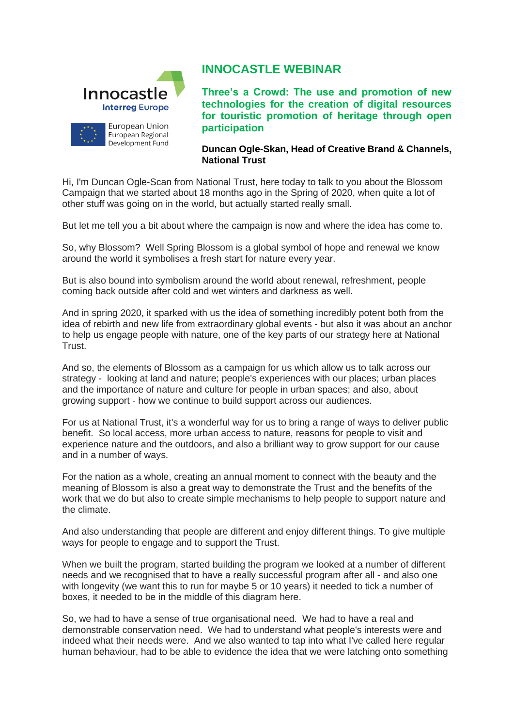Innocastle
Interreg Europe

European Union
European Regional
Development Fund

# INNOCASTLE WEBINAR

## Three's a Crowd: The use and promotion of new technologies for the creation of digital resources for touristic promotion of heritage through open participation

**Duncan Ogle-Skan, Head of Creative Brand & Channels, National Trust**

Hi, I'm Duncan Ogle-Scan from National Trust, here today to talk to you about the Blossom Campaign that we started about 18 months ago in the Spring of 2020, when quite a lot of other stuff was going on in the world, but actually started really small.

But let me tell you a bit about where the campaign is now and where the idea has come to.

So, why Blossom? Well Spring Blossom is a global symbol of hope and renewal we know around the world it symbolises a fresh start for nature every year.

But is also bound into symbolism around the world about renewal, refreshment, people coming back outside after cold and wet winters and darkness as well.

And in spring 2020, it sparked with us the idea of something incredibly potent both from the idea of rebirth and new life from extraordinary global events - but also it was about an anchor to help us engage people with nature, one of the key parts of our strategy here at National Trust.

And so, the elements of Blossom as a campaign for us which allow us to talk across our strategy - looking at land and nature; people's experiences with our places; urban places and the importance of nature and culture for people in urban spaces; and also, about growing support - how we continue to build support across our audiences.

For us at National Trust, it's a wonderful way for us to bring a range of ways to deliver public benefit. So local access, more urban access to nature, reasons for people to visit and experience nature and the outdoors, and also a brilliant way to grow support for our cause and in a number of ways.

For the nation as a whole, creating an annual moment to connect with the beauty and the meaning of Blossom is also a great way to demonstrate the Trust and the benefits of the work that we do but also to create simple mechanisms to help people to support nature and the climate.

And also understanding that people are different and enjoy different things. To give multiple ways for people to engage and to support the Trust.

When we built the program, started building the program we looked at a number of different needs and we recognised that to have a really successful program after all - and also one with longevity (we want this to run for maybe 5 or 10 years) it needed to tick a number of boxes, it needed to be in the middle of this diagram here.

So, we had to have a sense of true organisational need. We had to have a real and demonstrable conservation need. We had to understand what people's interests were and indeed what their needs were. And we also wanted to tap into what I've called here regular human behaviour, had to be able to evidence the idea that we were latching onto something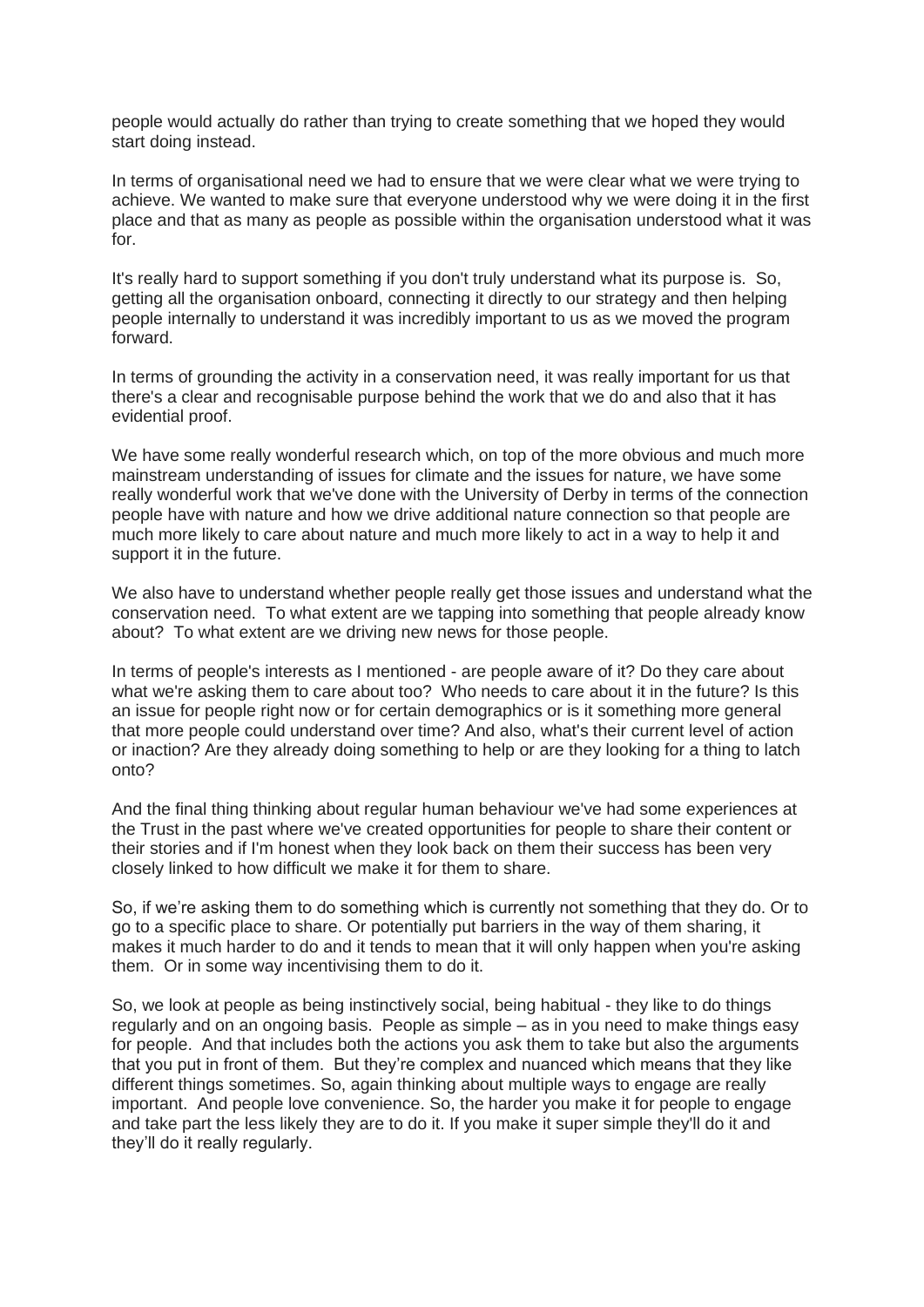people would actually do rather than trying to create something that we hoped they would start doing instead.

In terms of organisational need we had to ensure that we were clear what we were trying to achieve. We wanted to make sure that everyone understood why we were doing it in the first place and that as many as people as possible within the organisation understood what it was for.

It's really hard to support something if you don't truly understand what its purpose is. So, getting all the organisation onboard, connecting it directly to our strategy and then helping people internally to understand it was incredibly important to us as we moved the program forward.

In terms of grounding the activity in a conservation need, it was really important for us that there's a clear and recognisable purpose behind the work that we do and also that it has evidential proof.

We have some really wonderful research which, on top of the more obvious and much more mainstream understanding of issues for climate and the issues for nature, we have some really wonderful work that we've done with the University of Derby in terms of the connection people have with nature and how we drive additional nature connection so that people are much more likely to care about nature and much more likely to act in a way to help it and support it in the future.

We also have to understand whether people really get those issues and understand what the conservation need. To what extent are we tapping into something that people already know about? To what extent are we driving new news for those people.

In terms of people's interests as I mentioned - are people aware of it? Do they care about what we're asking them to care about too? Who needs to care about it in the future? Is this an issue for people right now or for certain demographics or is it something more general that more people could understand over time? And also, what's their current level of action or inaction? Are they already doing something to help or are they looking for a thing to latch onto?

And the final thing thinking about regular human behaviour we've had some experiences at the Trust in the past where we've created opportunities for people to share their content or their stories and if I'm honest when they look back on them their success has been very closely linked to how difficult we make it for them to share.

So, if we're asking them to do something which is currently not something that they do. Or to go to a specific place to share. Or potentially put barriers in the way of them sharing, it makes it much harder to do and it tends to mean that it will only happen when you're asking them. Or in some way incentivising them to do it.

So, we look at people as being instinctively social, being habitual - they like to do things regularly and on an ongoing basis. People as simple – as in you need to make things easy for people. And that includes both the actions you ask them to take but also the arguments that you put in front of them. But they're complex and nuanced which means that they like different things sometimes. So, again thinking about multiple ways to engage are really important. And people love convenience. So, the harder you make it for people to engage and take part the less likely they are to do it. If you make it super simple they'll do it and they'll do it really regularly.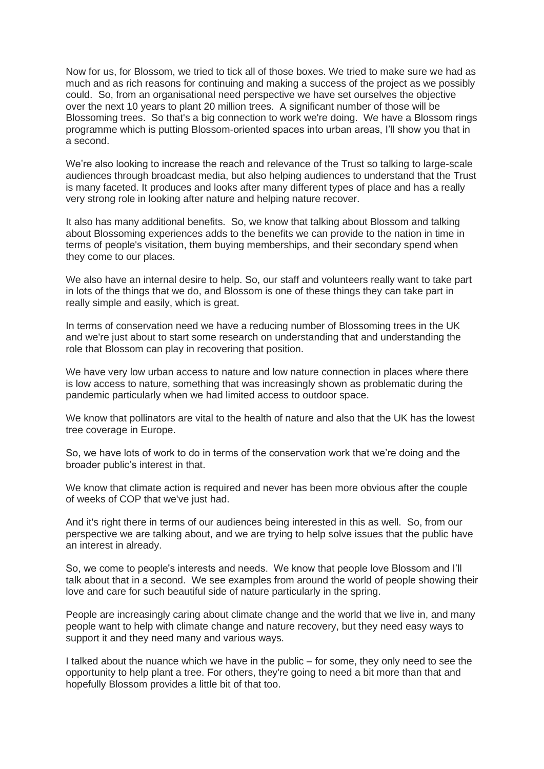Now for us, for Blossom, we tried to tick all of those boxes. We tried to make sure we had as much and as rich reasons for continuing and making a success of the project as we possibly could. So, from an organisational need perspective we have set ourselves the objective over the next 10 years to plant 20 million trees. A significant number of those will be Blossoming trees. So that's a big connection to work we're doing. We have a Blossom rings programme which is putting Blossom-oriented spaces into urban areas, I'll show you that in a second.

We're also looking to increase the reach and relevance of the Trust so talking to large-scale audiences through broadcast media, but also helping audiences to understand that the Trust is many faceted. It produces and looks after many different types of place and has a really very strong role in looking after nature and helping nature recover.

It also has many additional benefits. So, we know that talking about Blossom and talking about Blossoming experiences adds to the benefits we can provide to the nation in time in terms of people's visitation, them buying memberships, and their secondary spend when they come to our places.

We also have an internal desire to help. So, our staff and volunteers really want to take part in lots of the things that we do, and Blossom is one of these things they can take part in really simple and easily, which is great.

In terms of conservation need we have a reducing number of Blossoming trees in the UK and we're just about to start some research on understanding that and understanding the role that Blossom can play in recovering that position.

We have very low urban access to nature and low nature connection in places where there is low access to nature, something that was increasingly shown as problematic during the pandemic particularly when we had limited access to outdoor space.

We know that pollinators are vital to the health of nature and also that the UK has the lowest tree coverage in Europe.

So, we have lots of work to do in terms of the conservation work that we're doing and the broader public's interest in that.

We know that climate action is required and never has been more obvious after the couple of weeks of COP that we've just had.

And it's right there in terms of our audiences being interested in this as well. So, from our perspective we are talking about, and we are trying to help solve issues that the public have an interest in already.

So, we come to people's interests and needs. We know that people love Blossom and I'll talk about that in a second. We see examples from around the world of people showing their love and care for such beautiful side of nature particularly in the spring.

People are increasingly caring about climate change and the world that we live in, and many people want to help with climate change and nature recovery, but they need easy ways to support it and they need many and various ways.

I talked about the nuance which we have in the public – for some, they only need to see the opportunity to help plant a tree. For others, they're going to need a bit more than that and hopefully Blossom provides a little bit of that too.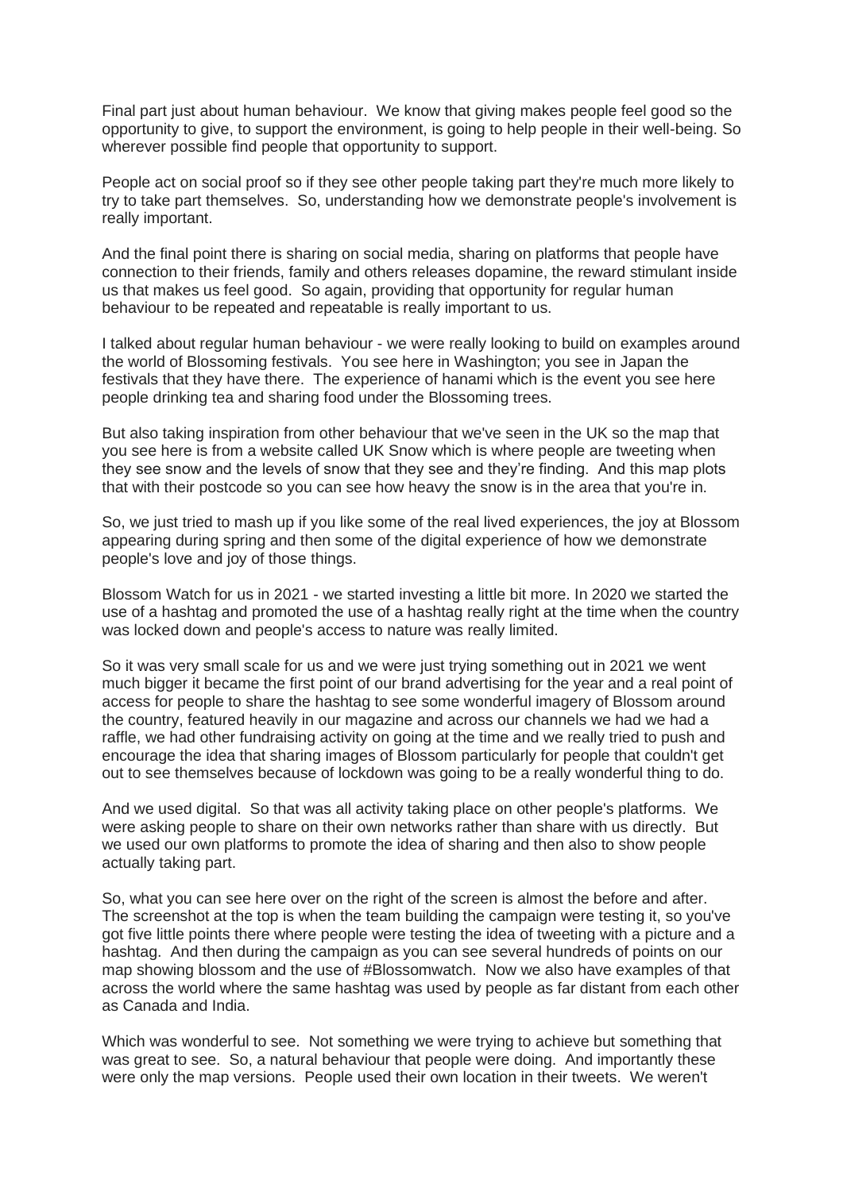Final part just about human behaviour. We know that giving makes people feel good so the opportunity to give, to support the environment, is going to help people in their well-being. So wherever possible find people that opportunity to support.

People act on social proof so if they see other people taking part they're much more likely to try to take part themselves. So, understanding how we demonstrate people's involvement is really important.

And the final point there is sharing on social media, sharing on platforms that people have connection to their friends, family and others releases dopamine, the reward stimulant inside us that makes us feel good. So again, providing that opportunity for regular human behaviour to be repeated and repeatable is really important to us.

I talked about regular human behaviour - we were really looking to build on examples around the world of Blossoming festivals. You see here in Washington; you see in Japan the festivals that they have there. The experience of hanami which is the event you see here people drinking tea and sharing food under the Blossoming trees.

But also taking inspiration from other behaviour that we've seen in the UK so the map that you see here is from a website called UK Snow which is where people are tweeting when they see snow and the levels of snow that they see and they're finding. And this map plots that with their postcode so you can see how heavy the snow is in the area that you're in.

So, we just tried to mash up if you like some of the real lived experiences, the joy at Blossom appearing during spring and then some of the digital experience of how we demonstrate people's love and joy of those things.

Blossom Watch for us in 2021 - we started investing a little bit more. In 2020 we started the use of a hashtag and promoted the use of a hashtag really right at the time when the country was locked down and people's access to nature was really limited.

So it was very small scale for us and we were just trying something out in 2021 we went much bigger it became the first point of our brand advertising for the year and a real point of access for people to share the hashtag to see some wonderful imagery of Blossom around the country, featured heavily in our magazine and across our channels we had we had a raffle, we had other fundraising activity on going at the time and we really tried to push and encourage the idea that sharing images of Blossom particularly for people that couldn't get out to see themselves because of lockdown was going to be a really wonderful thing to do.

And we used digital. So that was all activity taking place on other people's platforms. We were asking people to share on their own networks rather than share with us directly. But we used our own platforms to promote the idea of sharing and then also to show people actually taking part.

So, what you can see here over on the right of the screen is almost the before and after. The screenshot at the top is when the team building the campaign were testing it, so you've got five little points there where people were testing the idea of tweeting with a picture and a hashtag. And then during the campaign as you can see several hundreds of points on our map showing blossom and the use of #Blossomwatch. Now we also have examples of that across the world where the same hashtag was used by people as far distant from each other as Canada and India.

Which was wonderful to see. Not something we were trying to achieve but something that was great to see. So, a natural behaviour that people were doing. And importantly these were only the map versions. People used their own location in their tweets. We weren't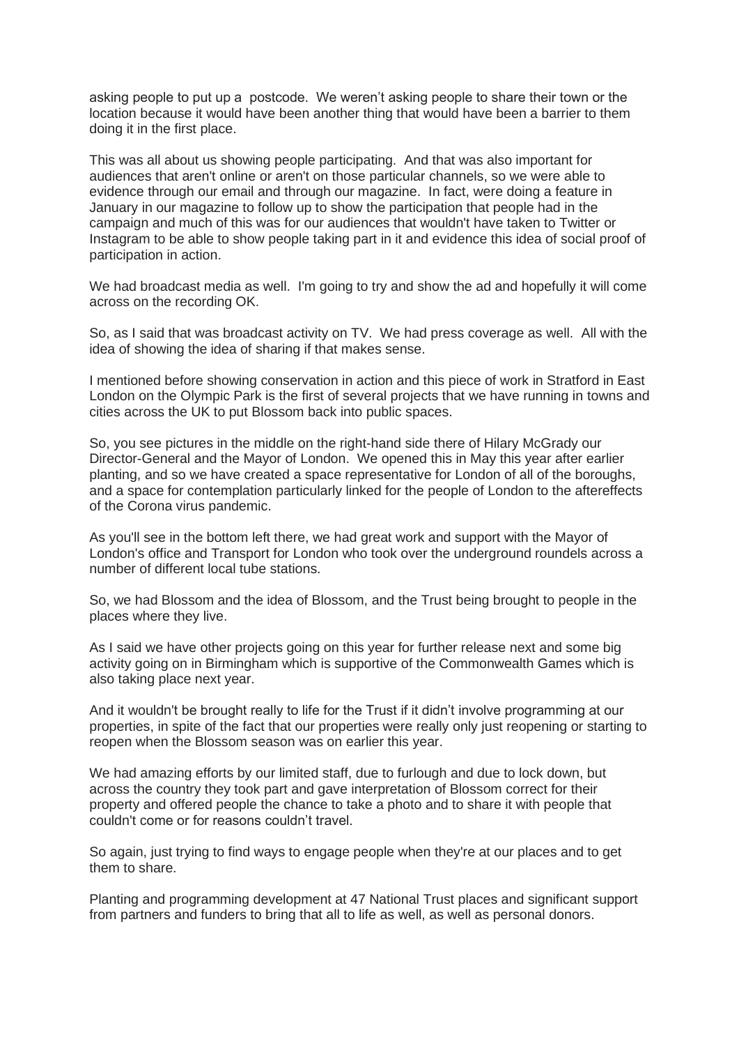asking people to put up a  postcode.  We weren't asking people to share their town or the location because it would have been another thing that would have been a barrier to them doing it in the first place.

This was all about us showing people participating.  And that was also important for audiences that aren't online or aren't on those particular channels, so we were able to evidence through our email and through our magazine.  In fact, were doing a feature in January in our magazine to follow up to show the participation that people had in the campaign and much of this was for our audiences that wouldn't have taken to Twitter or Instagram to be able to show people taking part in it and evidence this idea of social proof of participation in action.

We had broadcast media as well.  I'm going to try and show the ad and hopefully it will come across on the recording OK.

So, as I said that was broadcast activity on TV.  We had press coverage as well.  All with the idea of showing the idea of sharing if that makes sense.

I mentioned before showing conservation in action and this piece of work in Stratford in East London on the Olympic Park is the first of several projects that we have running in towns and cities across the UK to put Blossom back into public spaces.

So, you see pictures in the middle on the right-hand side there of Hilary McGrady our Director-General and the Mayor of London.  We opened this in May this year after earlier planting, and so we have created a space representative for London of all of the boroughs, and a space for contemplation particularly linked for the people of London to the aftereffects of the Corona virus pandemic.

As you'll see in the bottom left there, we had great work and support with the Mayor of London's office and Transport for London who took over the underground roundels across a number of different local tube stations.

So, we had Blossom and the idea of Blossom, and the Trust being brought to people in the places where they live.

As I said we have other projects going on this year for further release next and some big activity going on in Birmingham which is supportive of the Commonwealth Games which is also taking place next year.

And it wouldn't be brought really to life for the Trust if it didn't involve programming at our properties, in spite of the fact that our properties were really only just reopening or starting to reopen when the Blossom season was on earlier this year.

We had amazing efforts by our limited staff, due to furlough and due to lock down, but across the country they took part and gave interpretation of Blossom correct for their property and offered people the chance to take a photo and to share it with people that couldn't come or for reasons couldn't travel.

So again, just trying to find ways to engage people when they're at our places and to get them to share.

Planting and programming development at 47 National Trust places and significant support from partners and funders to bring that all to life as well, as well as personal donors.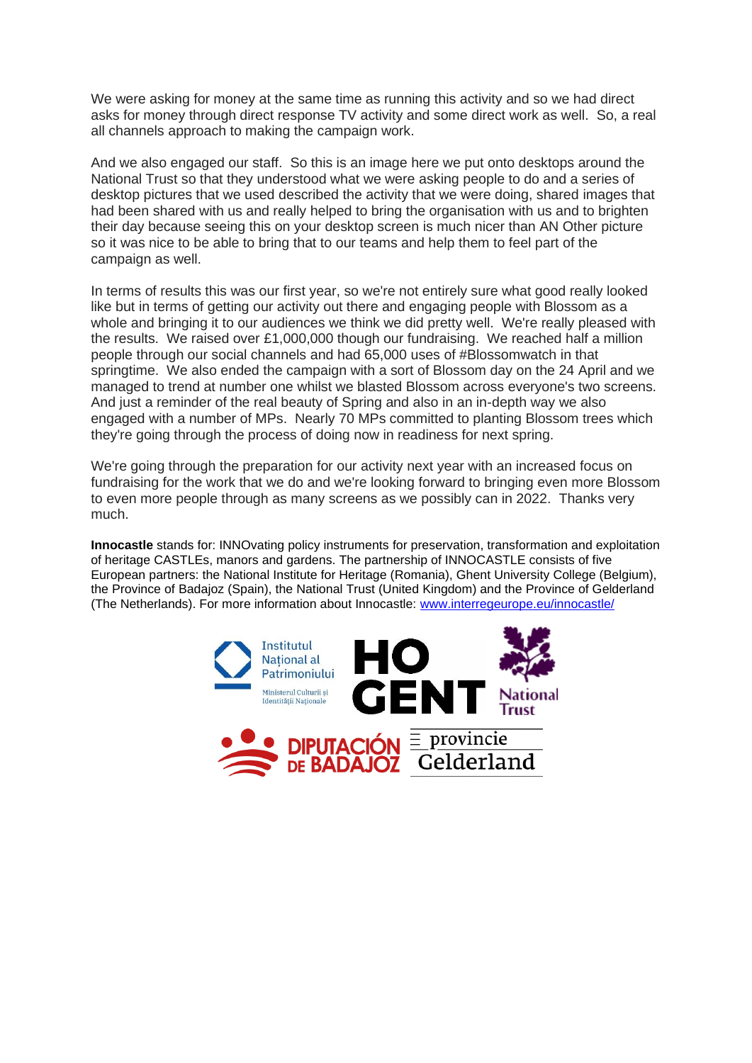We were asking for money at the same time as running this activity and so we had direct asks for money through direct response TV activity and some direct work as well. So, a real all channels approach to making the campaign work.

And we also engaged our staff. So this is an image here we put onto desktops around the National Trust so that they understood what we were asking people to do and a series of desktop pictures that we used described the activity that we were doing, shared images that had been shared with us and really helped to bring the organisation with us and to brighten their day because seeing this on your desktop screen is much nicer than AN Other picture so it was nice to be able to bring that to our teams and help them to feel part of the campaign as well.

In terms of results this was our first year, so we're not entirely sure what good really looked like but in terms of getting our activity out there and engaging people with Blossom as a whole and bringing it to our audiences we think we did pretty well. We're really pleased with the results. We raised over £1,000,000 though our fundraising. We reached half a million people through our social channels and had 65,000 uses of #Blossomwatch in that springtime. We also ended the campaign with a sort of Blossom day on the 24 April and we managed to trend at number one whilst we blasted Blossom across everyone's two screens. And just a reminder of the real beauty of Spring and also in an in-depth way we also engaged with a number of MPs. Nearly 70 MPs committed to planting Blossom trees which they're going through the process of doing now in readiness for next spring.

We're going through the preparation for our activity next year with an increased focus on fundraising for the work that we do and we're looking forward to bringing even more Blossom to even more people through as many screens as we possibly can in 2022. Thanks very much.

**Innocastle** stands for: INNOvating policy instruments for preservation, transformation and exploitation of heritage CASTLEs, manors and gardens. The partnership of INNOCASTLE consists of five European partners: the National Institute for Heritage (Romania), Ghent University College (Belgium), the Province of Badajoz (Spain), the National Trust (United Kingdom) and the Province of Gelderland (The Netherlands). For more information about Innocastle: [www.interregeurope.eu/innocastle/](www.interregeurope.eu/innocastle/)

Institutul Național al Patrimoniului
Ministerul Culturii și Identității Naționale

HO GENT

National Trust

DIPUTACIÓN DE BADAJOZ

provincie Gelderland